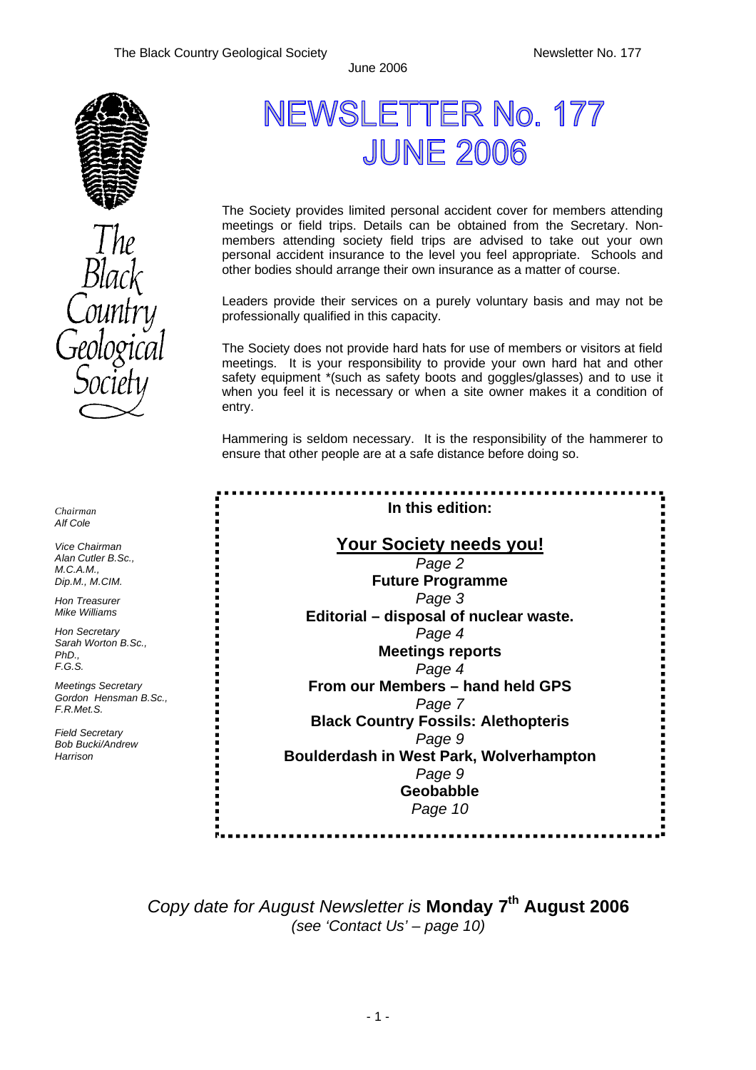# NEWSLETTER No. 177
# JUNE 2006

The Society provides limited personal accident cover for members attending meetings or field trips. Details can be obtained from the Secretary. Non-members attending society field trips are advised to take out your own personal accident insurance to the level you feel appropriate. Schools and other bodies should arrange their own insurance as a matter of course.

Leaders provide their services on a purely voluntary basis and may not be professionally qualified in this capacity.

The Society does not provide hard hats for use of members or visitors at field meetings. It is your responsibility to provide your own hard hat and other safety equipment *(such as safety boots and goggles/glasses) and to use it when you feel it is necessary or when a site owner makes it a condition of entry.

Hammering is seldom necessary. It is the responsibility of the hammerer to ensure that other people are at a safe distance before doing so.

*Chairman*
*Alf Cole*

*Vice Chairman*
*Alan Cutler B.Sc., M.C.A.M., Dip.M., M.CIM.*

*Hon Treasurer*
*Mike Williams*

*Hon Secretary*
*Sarah Worton B.Sc., PhD., F.G.S.*

*Meetings Secretary*
*Gordon Hensman B.Sc., F.R.Met.S.*

*Field Secretary*
*Bob Bucki/Andrew Harrison*

**In this edition:**

**Your Society needs you!**
*Page 2*
**Future Programme**
*Page 3*
**Editorial – disposal of nuclear waste.**
*Page 4*
**Meetings reports**
*Page 4*
**From our Members – hand held GPS**
*Page 7*
**Black Country Fossils: Alethopteris**
*Page 9*
**Boulderdash in West Park, Wolverhampton**
*Page 9*
**Geobabble**
*Page 10*

*Copy date for August Newsletter is* **Monday 7th August 2006**
*(see 'Contact Us' – page 10)*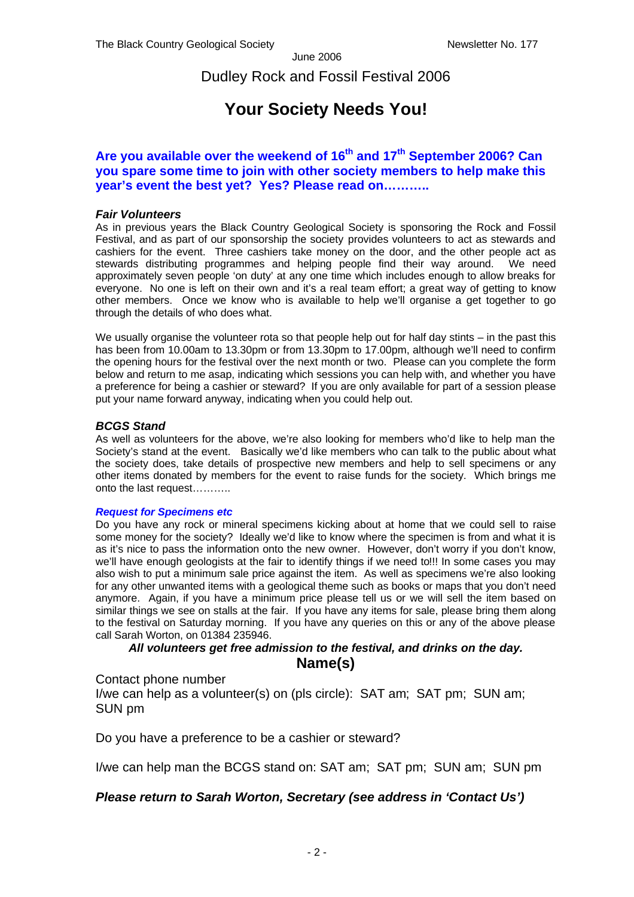# Dudley Rock and Fossil Festival 2006

## Your Society Needs You!

**Are you available over the weekend of 16th and 17th September 2006? Can you spare some time to join with other society members to help make this year's event the best yet? Yes? Please read on………..**

### *Fair Volunteers*

As in previous years the Black Country Geological Society is sponsoring the Rock and Fossil Festival, and as part of our sponsorship the society provides volunteers to act as stewards and cashiers for the event. Three cashiers take money on the door, and the other people act as stewards distributing programmes and helping people find their way around. We need approximately seven people 'on duty' at any one time which includes enough to allow breaks for everyone. No one is left on their own and it's a real team effort; a great way of getting to know other members. Once we know who is available to help we'll organise a get together to go through the details of who does what.

We usually organise the volunteer rota so that people help out for half day stints – in the past this has been from 10.00am to 13.30pm or from 13.30pm to 17.00pm, although we'll need to confirm the opening hours for the festival over the next month or two. Please can you complete the form below and return to me asap, indicating which sessions you can help with, and whether you have a preference for being a cashier or steward? If you are only available for part of a session please put your name forward anyway, indicating when you could help out.

### *BCGS Stand*

As well as volunteers for the above, we're also looking for members who'd like to help man the Society's stand at the event. Basically we'd like members who can talk to the public about what the society does, take details of prospective new members and help to sell specimens or any other items donated by members for the event to raise funds for the society. Which brings me onto the last request………..

#### *Request for Specimens etc*

Do you have any rock or mineral specimens kicking about at home that we could sell to raise some money for the society? Ideally we'd like to know where the specimen is from and what it is as it's nice to pass the information onto the new owner. However, don't worry if you don't know, we'll have enough geologists at the fair to identify things if we need to!!! In some cases you may also wish to put a minimum sale price against the item. As well as specimens we're also looking for any other unwanted items with a geological theme such as books or maps that you don't need anymore. Again, if you have a minimum price please tell us or we will sell the item based on similar things we see on stalls at the fair. If you have any items for sale, please bring them along to the festival on Saturday morning. If you have any queries on this or any of the above please call Sarah Worton, on 01384 235946.

***All volunteers get free admission to the festival, and drinks on the day.***

**Name(s)**

Contact phone number

I/we can help as a volunteer(s) on (pls circle): SAT am; SAT pm; SUN am; SUN pm

Do you have a preference to be a cashier or steward?

I/we can help man the BCGS stand on: SAT am; SAT pm; SUN am; SUN pm

***Please return to Sarah Worton, Secretary (see address in 'Contact Us')***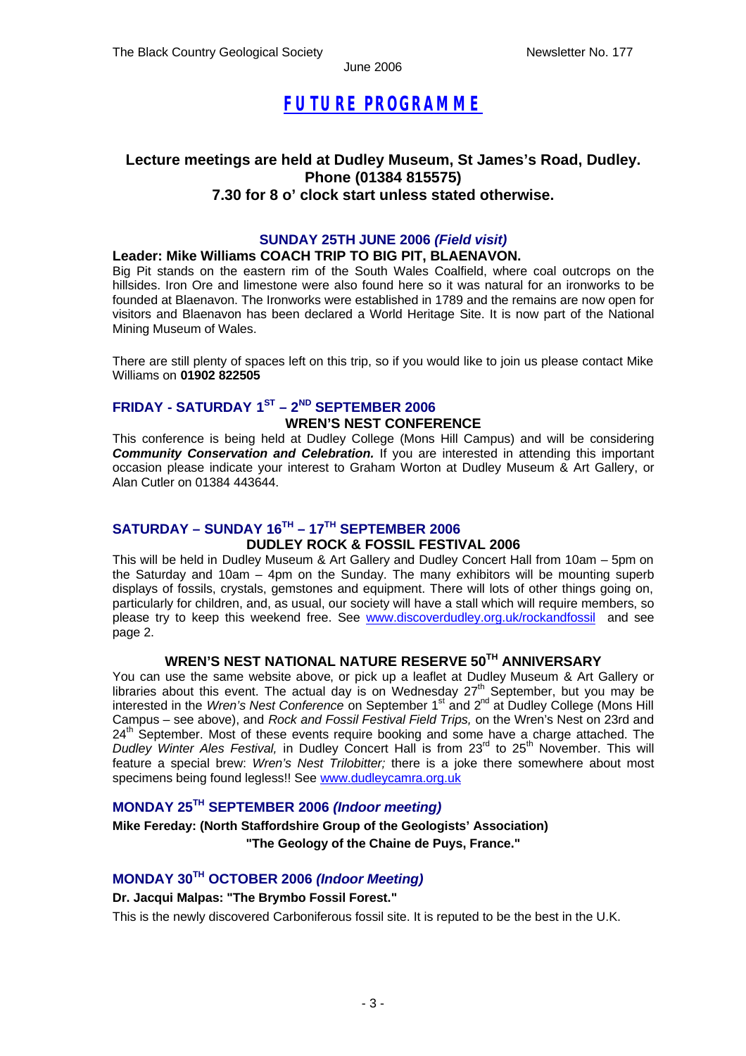# FUTURE PROGRAMME

## Lecture meetings are held at Dudley Museum, St James's Road, Dudley. Phone (01384 815575) 7.30 for 8 o' clock start unless stated otherwise.

### SUNDAY 25TH JUNE 2006 *(Field visit)*

**Leader: Mike Williams COACH TRIP TO BIG PIT, BLAENAVON.**

Big Pit stands on the eastern rim of the South Wales Coalfield, where coal outcrops on the hillsides. Iron Ore and limestone were also found here so it was natural for an ironworks to be founded at Blaenavon. The Ironworks were established in 1789 and the remains are now open for visitors and Blaenavon has been declared a World Heritage Site. It is now part of the National Mining Museum of Wales.

There are still plenty of spaces left on this trip, so if you would like to join us please contact Mike Williams on **01902 822505**

### FRIDAY - SATURDAY 1ST – 2ND SEPTEMBER 2006

**WREN'S NEST CONFERENCE**

This conference is being held at Dudley College (Mons Hill Campus) and will be considering ***Community Conservation and Celebration.*** If you are interested in attending this important occasion please indicate your interest to Graham Worton at Dudley Museum & Art Gallery, or Alan Cutler on 01384 443644.

### SATURDAY – SUNDAY 16TH – 17TH SEPTEMBER 2006

**DUDLEY ROCK & FOSSIL FESTIVAL 2006**

This will be held in Dudley Museum & Art Gallery and Dudley Concert Hall from 10am – 5pm on the Saturday and 10am – 4pm on the Sunday. The many exhibitors will be mounting superb displays of fossils, crystals, gemstones and equipment. There will lots of other things going on, particularly for children, and, as usual, our society will have a stall which will require members, so please try to keep this weekend free. See www.discoverdudley.org.uk/rockandfossil and see page 2.

**WREN'S NEST NATIONAL NATURE RESERVE 50TH ANNIVERSARY**

You can use the same website above, or pick up a leaflet at Dudley Museum & Art Gallery or libraries about this event. The actual day is on Wednesday 27th September, but you may be interested in the *Wren's Nest Conference* on September 1st and 2nd at Dudley College (Mons Hill Campus – see above), and *Rock and Fossil Festival Field Trips,* on the Wren's Nest on 23rd and 24th September. Most of these events require booking and some have a charge attached. The *Dudley Winter Ales Festival,* in Dudley Concert Hall is from 23rd to 25th November. This will feature a special brew: *Wren's Nest Trilobitter;* there is a joke there somewhere about most specimens being found legless!! See www.dudleycamra.org.uk

### MONDAY 25TH SEPTEMBER 2006 *(Indoor meeting)*

**Mike Fereday: (North Staffordshire Group of the Geologists' Association)**
**"The Geology of the Chaine de Puys, France."**

### MONDAY 30TH OCTOBER 2006 *(Indoor Meeting)*

**Dr. Jacqui Malpas: "The Brymbo Fossil Forest."**

This is the newly discovered Carboniferous fossil site. It is reputed to be the best in the U.K.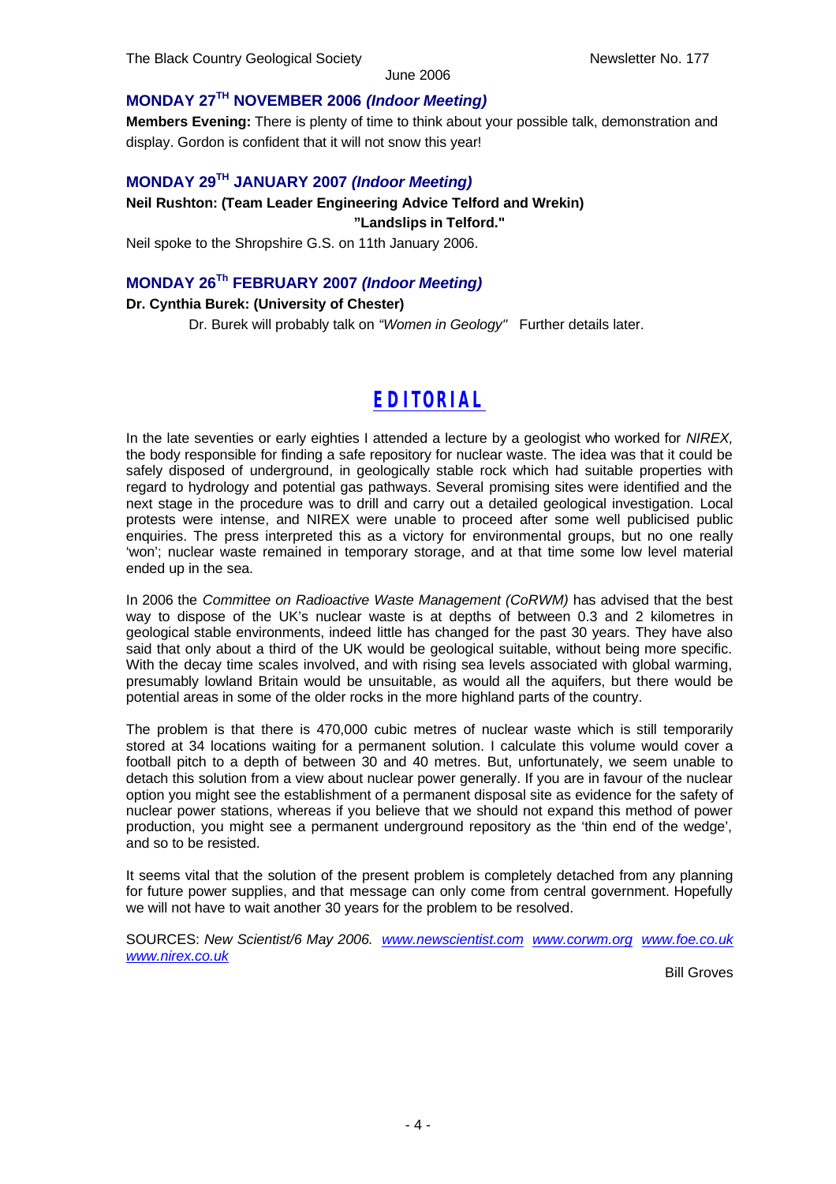## MONDAY 27TH NOVEMBER 2006 *(Indoor Meeting)*

**Members Evening:** There is plenty of time to think about your possible talk, demonstration and display. Gordon is confident that it will not snow this year!

## MONDAY 29TH JANUARY 2007 *(Indoor Meeting)*

**Neil Rushton: (Team Leader Engineering Advice Telford and Wrekin)**
**"Landslips in Telford."**

Neil spoke to the Shropshire G.S. on 11th January 2006.

## MONDAY 26Th FEBRUARY 2007 *(Indoor Meeting)*

**Dr. Cynthia Burek: (University of Chester)**

Dr. Burek will probably talk on *"Women in Geology"* Further details later.

# EDITORIAL

In the late seventies or early eighties I attended a lecture by a geologist who worked for *NIREX,* the body responsible for finding a safe repository for nuclear waste. The idea was that it could be safely disposed of underground, in geologically stable rock which had suitable properties with regard to hydrology and potential gas pathways. Several promising sites were identified and the next stage in the procedure was to drill and carry out a detailed geological investigation. Local protests were intense, and NIREX were unable to proceed after some well publicised public enquiries. The press interpreted this as a victory for environmental groups, but no one really 'won'; nuclear waste remained in temporary storage, and at that time some low level material ended up in the sea.

In 2006 the *Committee on Radioactive Waste Management (CoRWM)* has advised that the best way to dispose of the UK's nuclear waste is at depths of between 0.3 and 2 kilometres in geological stable environments, indeed little has changed for the past 30 years. They have also said that only about a third of the UK would be geological suitable, without being more specific. With the decay time scales involved, and with rising sea levels associated with global warming, presumably lowland Britain would be unsuitable, as would all the aquifers, but there would be potential areas in some of the older rocks in the more highland parts of the country.

The problem is that there is 470,000 cubic metres of nuclear waste which is still temporarily stored at 34 locations waiting for a permanent solution. I calculate this volume would cover a football pitch to a depth of between 30 and 40 metres. But, unfortunately, we seem unable to detach this solution from a view about nuclear power generally. If you are in favour of the nuclear option you might see the establishment of a permanent disposal site as evidence for the safety of nuclear power stations, whereas if you believe that we should not expand this method of power production, you might see a permanent underground repository as the 'thin end of the wedge', and so to be resisted.

It seems vital that the solution of the present problem is completely detached from any planning for future power supplies, and that message can only come from central government. Hopefully we will not have to wait another 30 years for the problem to be resolved.

SOURCES: *New Scientist/6 May 2006.* *www.newscientist.com* *www.corwm.org* *www.foe.co.uk* *www.nirex.co.uk*

Bill Groves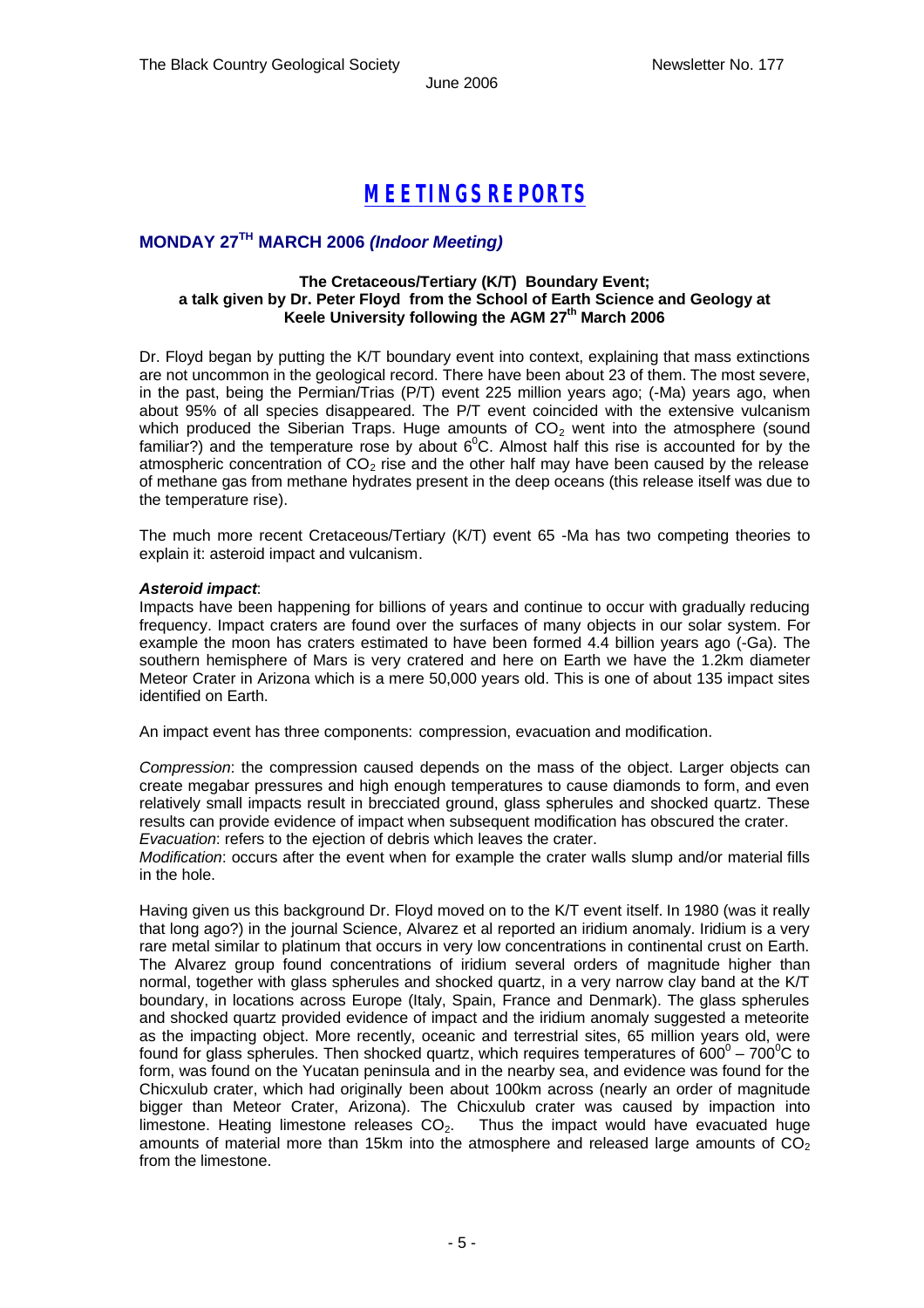# MEETINGS REPORTS

## MONDAY 27TH MARCH 2006 *(Indoor Meeting)*

### The Cretaceous/Tertiary (K/T) Boundary Event; a talk given by Dr. Peter Floyd from the School of Earth Science and Geology at Keele University following the AGM 27th March 2006

Dr. Floyd began by putting the K/T boundary event into context, explaining that mass extinctions are not uncommon in the geological record. There have been about 23 of them. The most severe, in the past, being the Permian/Trias (P/T) event 225 million years ago; (-Ma) years ago, when about 95% of all species disappeared. The P/T event coincided with the extensive vulcanism which produced the Siberian Traps. Huge amounts of $CO_2$ went into the atmosphere (sound familiar?) and the temperature rose by about $6^0$C. Almost half this rise is accounted for by the atmospheric concentration of $CO_2$ rise and the other half may have been caused by the release of methane gas from methane hydrates present in the deep oceans (this release itself was due to the temperature rise).

The much more recent Cretaceous/Tertiary (K/T) event 65 -Ma has two competing theories to explain it: asteroid impact and vulcanism.

***Asteroid impact***:

Impacts have been happening for billions of years and continue to occur with gradually reducing frequency. Impact craters are found over the surfaces of many objects in our solar system. For example the moon has craters estimated to have been formed 4.4 billion years ago (-Ga). The southern hemisphere of Mars is very cratered and here on Earth we have the 1.2km diameter Meteor Crater in Arizona which is a mere 50,000 years old. This is one of about 135 impact sites identified on Earth.

An impact event has three components: compression, evacuation and modification.

*Compression*: the compression caused depends on the mass of the object. Larger objects can create megabar pressures and high enough temperatures to cause diamonds to form, and even relatively small impacts result in brecciated ground, glass spherules and shocked quartz. These results can provide evidence of impact when subsequent modification has obscured the crater.
*Evacuation*: refers to the ejection of debris which leaves the crater.

*Modification*: occurs after the event when for example the crater walls slump and/or material fills in the hole.

Having given us this background Dr. Floyd moved on to the K/T event itself. In 1980 (was it really that long ago?) in the journal Science, Alvarez et al reported an iridium anomaly. Iridium is a very rare metal similar to platinum that occurs in very low concentrations in continental crust on Earth. The Alvarez group found concentrations of iridium several orders of magnitude higher than normal, together with glass spherules and shocked quartz, in a very narrow clay band at the K/T boundary, in locations across Europe (Italy, Spain, France and Denmark). The glass spherules and shocked quartz provided evidence of impact and the iridium anomaly suggested a meteorite as the impacting object. More recently, oceanic and terrestrial sites, 65 million years old, were found for glass spherules. Then shocked quartz, which requires temperatures of $600^0 – 700^0$C to form, was found on the Yucatan peninsula and in the nearby sea, and evidence was found for the Chicxulub crater, which had originally been about 100km across (nearly an order of magnitude bigger than Meteor Crater, Arizona). The Chicxulub crater was caused by impaction into limestone. Heating limestone releases $CO_2$. Thus the impact would have evacuated huge amounts of material more than 15km into the atmosphere and released large amounts of $CO_2$ from the limestone.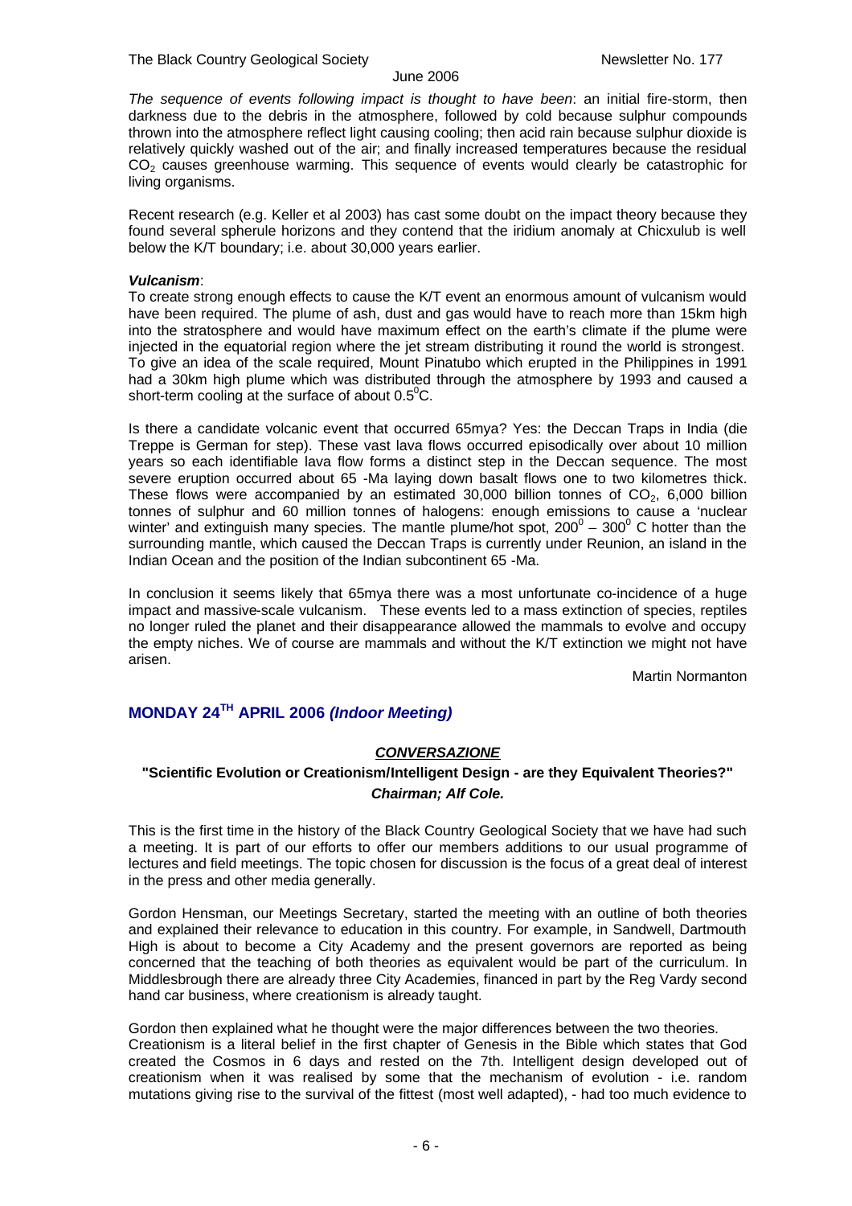*The sequence of events following impact is thought to have been*: an initial fire-storm, then darkness due to the debris in the atmosphere, followed by cold because sulphur compounds thrown into the atmosphere reflect light causing cooling; then acid rain because sulphur dioxide is relatively quickly washed out of the air; and finally increased temperatures because the residual $CO_2$ causes greenhouse warming. This sequence of events would clearly be catastrophic for living organisms.

Recent research (e.g. Keller et al 2003) has cast some doubt on the impact theory because they found several spherule horizons and they contend that the iridium anomaly at Chicxulub is well below the K/T boundary; i.e. about 30,000 years earlier.

***Vulcanism***:
To create strong enough effects to cause the K/T event an enormous amount of vulcanism would have been required. The plume of ash, dust and gas would have to reach more than 15km high into the stratosphere and would have maximum effect on the earth's climate if the plume were injected in the equatorial region where the jet stream distributing it round the world is strongest. To give an idea of the scale required, Mount Pinatubo which erupted in the Philippines in 1991 had a 30km high plume which was distributed through the atmosphere by 1993 and caused a short-term cooling at the surface of about $0.5^0$C.

Is there a candidate volcanic event that occurred 65mya? Yes: the Deccan Traps in India (die Treppe is German for step). These vast lava flows occurred episodically over about 10 million years so each identifiable lava flow forms a distinct step in the Deccan sequence. The most severe eruption occurred about 65 -Ma laying down basalt flows one to two kilometres thick. These flows were accompanied by an estimated 30,000 billion tonnes of $CO_2$, 6,000 billion tonnes of sulphur and 60 million tonnes of halogens: enough emissions to cause a 'nuclear winter' and extinguish many species. The mantle plume/hot spot, $200^0 – 300^0$ C hotter than the surrounding mantle, which caused the Deccan Traps is currently under Reunion, an island in the Indian Ocean and the position of the Indian subcontinent 65 -Ma.

In conclusion it seems likely that 65mya there was a most unfortunate co-incidence of a huge impact and massive-scale vulcanism. These events led to a mass extinction of species, reptiles no longer ruled the planet and their disappearance allowed the mammals to evolve and occupy the empty niches. We of course are mammals and without the K/T extinction we might not have arisen.

Martin Normanton

## MONDAY 24TH APRIL 2006 *(Indoor Meeting)*

***CONVERSAZIONE***

**"Scientific Evolution or Creationism/Intelligent Design - are they Equivalent Theories?"**
***Chairman; Alf Cole.***

This is the first time in the history of the Black Country Geological Society that we have had such a meeting. It is part of our efforts to offer our members additions to our usual programme of lectures and field meetings. The topic chosen for discussion is the focus of a great deal of interest in the press and other media generally.

Gordon Hensman, our Meetings Secretary, started the meeting with an outline of both theories and explained their relevance to education in this country. For example, in Sandwell, Dartmouth High is about to become a City Academy and the present governors are reported as being concerned that the teaching of both theories as equivalent would be part of the curriculum. In Middlesbrough there are already three City Academies, financed in part by the Reg Vardy second hand car business, where creationism is already taught.

Gordon then explained what he thought were the major differences between the two theories. Creationism is a literal belief in the first chapter of Genesis in the Bible which states that God created the Cosmos in 6 days and rested on the 7th. Intelligent design developed out of creationism when it was realised by some that the mechanism of evolution - i.e. random mutations giving rise to the survival of the fittest (most well adapted), - had too much evidence to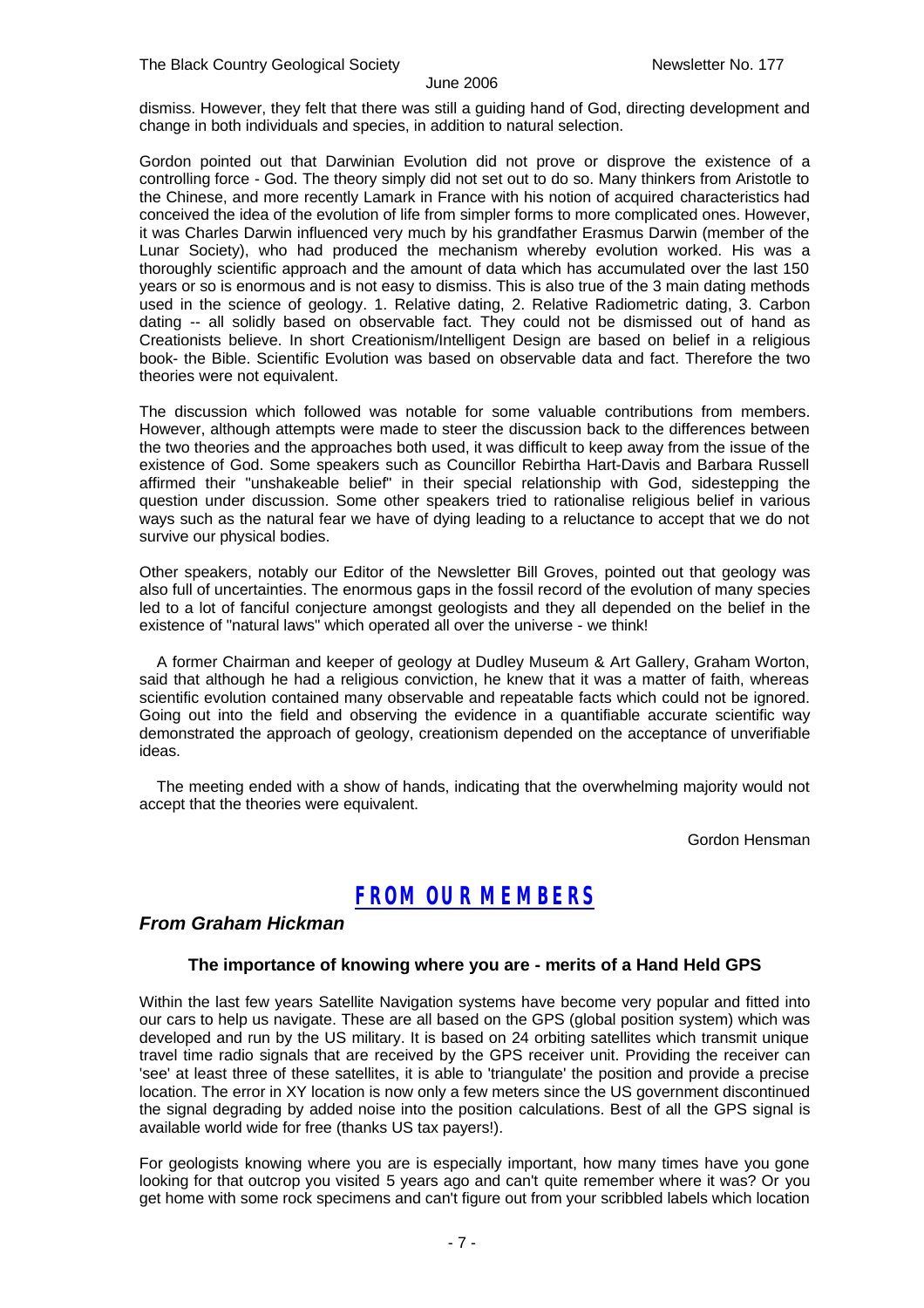dismiss. However, they felt that there was still a guiding hand of God, directing development and change in both individuals and species, in addition to natural selection.

Gordon pointed out that Darwinian Evolution did not prove or disprove the existence of a controlling force - God. The theory simply did not set out to do so. Many thinkers from Aristotle to the Chinese, and more recently Lamark in France with his notion of acquired characteristics had conceived the idea of the evolution of life from simpler forms to more complicated ones. However, it was Charles Darwin influenced very much by his grandfather Erasmus Darwin (member of the Lunar Society), who had produced the mechanism whereby evolution worked. His was a thoroughly scientific approach and the amount of data which has accumulated over the last 150 years or so is enormous and is not easy to dismiss. This is also true of the 3 main dating methods used in the science of geology. 1. Relative dating, 2. Relative Radiometric dating, 3. Carbon dating -- all solidly based on observable fact. They could not be dismissed out of hand as Creationists believe. In short Creationism/Intelligent Design are based on belief in a religious book- the Bible. Scientific Evolution was based on observable data and fact. Therefore the two theories were not equivalent.

The discussion which followed was notable for some valuable contributions from members. However, although attempts were made to steer the discussion back to the differences between the two theories and the approaches both used, it was difficult to keep away from the issue of the existence of God. Some speakers such as Councillor Rebirtha Hart-Davis and Barbara Russell affirmed their "unshakeable belief" in their special relationship with God, sidestepping the question under discussion. Some other speakers tried to rationalise religious belief in various ways such as the natural fear we have of dying leading to a reluctance to accept that we do not survive our physical bodies.

Other speakers, notably our Editor of the Newsletter Bill Groves, pointed out that geology was also full of uncertainties. The enormous gaps in the fossil record of the evolution of many species led to a lot of fanciful conjecture amongst geologists and they all depended on the belief in the existence of "natural laws" which operated all over the universe - we think!

A former Chairman and keeper of geology at Dudley Museum & Art Gallery, Graham Worton, said that although he had a religious conviction, he knew that it was a matter of faith, whereas scientific evolution contained many observable and repeatable facts which could not be ignored. Going out into the field and observing the evidence in a quantifiable accurate scientific way demonstrated the approach of geology, creationism depended on the acceptance of unverifiable ideas.

The meeting ended with a show of hands, indicating that the overwhelming majority would not accept that the theories were equivalent.

Gordon Hensman

## FROM OUR MEMBERS

### *From Graham Hickman*

#### The importance of knowing where you are - merits of a Hand Held GPS

Within the last few years Satellite Navigation systems have become very popular and fitted into our cars to help us navigate. These are all based on the GPS (global position system) which was developed and run by the US military. It is based on 24 orbiting satellites which transmit unique travel time radio signals that are received by the GPS receiver unit. Providing the receiver can 'see' at least three of these satellites, it is able to 'triangulate' the position and provide a precise location. The error in XY location is now only a few meters since the US government discontinued the signal degrading by added noise into the position calculations. Best of all the GPS signal is available world wide for free (thanks US tax payers!).

For geologists knowing where you are is especially important, how many times have you gone looking for that outcrop you visited 5 years ago and can't quite remember where it was? Or you get home with some rock specimens and can't figure out from your scribbled labels which location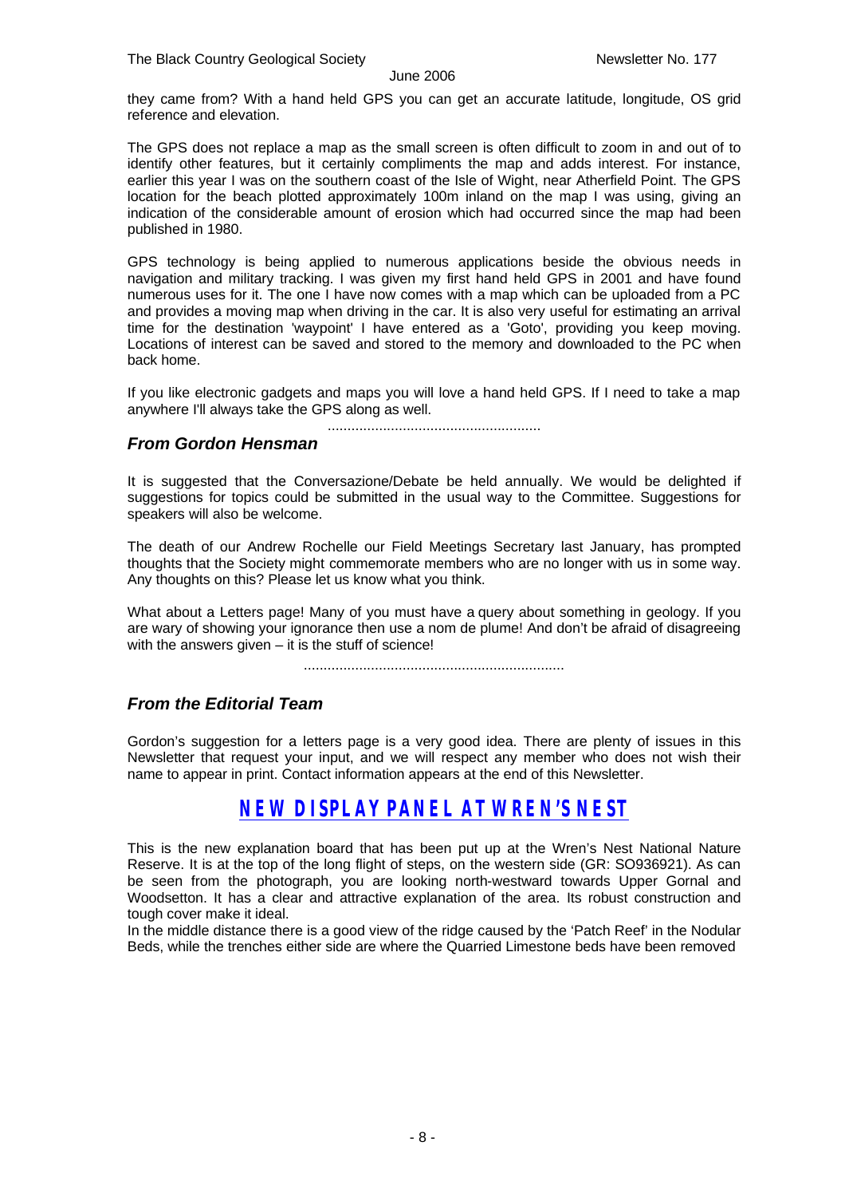they came from? With a hand held GPS you can get an accurate latitude, longitude, OS grid reference and elevation.

The GPS does not replace a map as the small screen is often difficult to zoom in and out of to identify other features, but it certainly compliments the map and adds interest. For instance, earlier this year I was on the southern coast of the Isle of Wight, near Atherfield Point. The GPS location for the beach plotted approximately 100m inland on the map I was using, giving an indication of the considerable amount of erosion which had occurred since the map had been published in 1980.

GPS technology is being applied to numerous applications beside the obvious needs in navigation and military tracking. I was given my first hand held GPS in 2001 and have found numerous uses for it. The one I have now comes with a map which can be uploaded from a PC and provides a moving map when driving in the car. It is also very useful for estimating an arrival time for the destination 'waypoint' I have entered as a 'Goto', providing you keep moving. Locations of interest can be saved and stored to the memory and downloaded to the PC when back home.

If you like electronic gadgets and maps you will love a hand held GPS. If I need to take a map anywhere I'll always take the GPS along as well.

......................................................

### *From Gordon Hensman*

It is suggested that the Conversazione/Debate be held annually. We would be delighted if suggestions for topics could be submitted in the usual way to the Committee. Suggestions for speakers will also be welcome.

The death of our Andrew Rochelle our Field Meetings Secretary last January, has prompted thoughts that the Society might commemorate members who are no longer with us in some way. Any thoughts on this? Please let us know what you think.

What about a Letters page! Many of you must have a query about something in geology. If you are wary of showing your ignorance then use a nom de plume! And don't be afraid of disagreeing with the answers given – it is the stuff of science!

..................................................................

### *From the Editorial Team*

Gordon's suggestion for a letters page is a very good idea. There are plenty of issues in this Newsletter that request your input, and we will respect any member who does not wish their name to appear in print. Contact information appears at the end of this Newsletter.

## NEW DISPLAY PANEL AT WREN'S NEST

This is the new explanation board that has been put up at the Wren's Nest National Nature Reserve. It is at the top of the long flight of steps, on the western side (GR: SO936921). As can be seen from the photograph, you are looking north-westward towards Upper Gornal and Woodsetton. It has a clear and attractive explanation of the area. Its robust construction and tough cover make it ideal.
In the middle distance there is a good view of the ridge caused by the 'Patch Reef' in the Nodular Beds, while the trenches either side are where the Quarried Limestone beds have been removed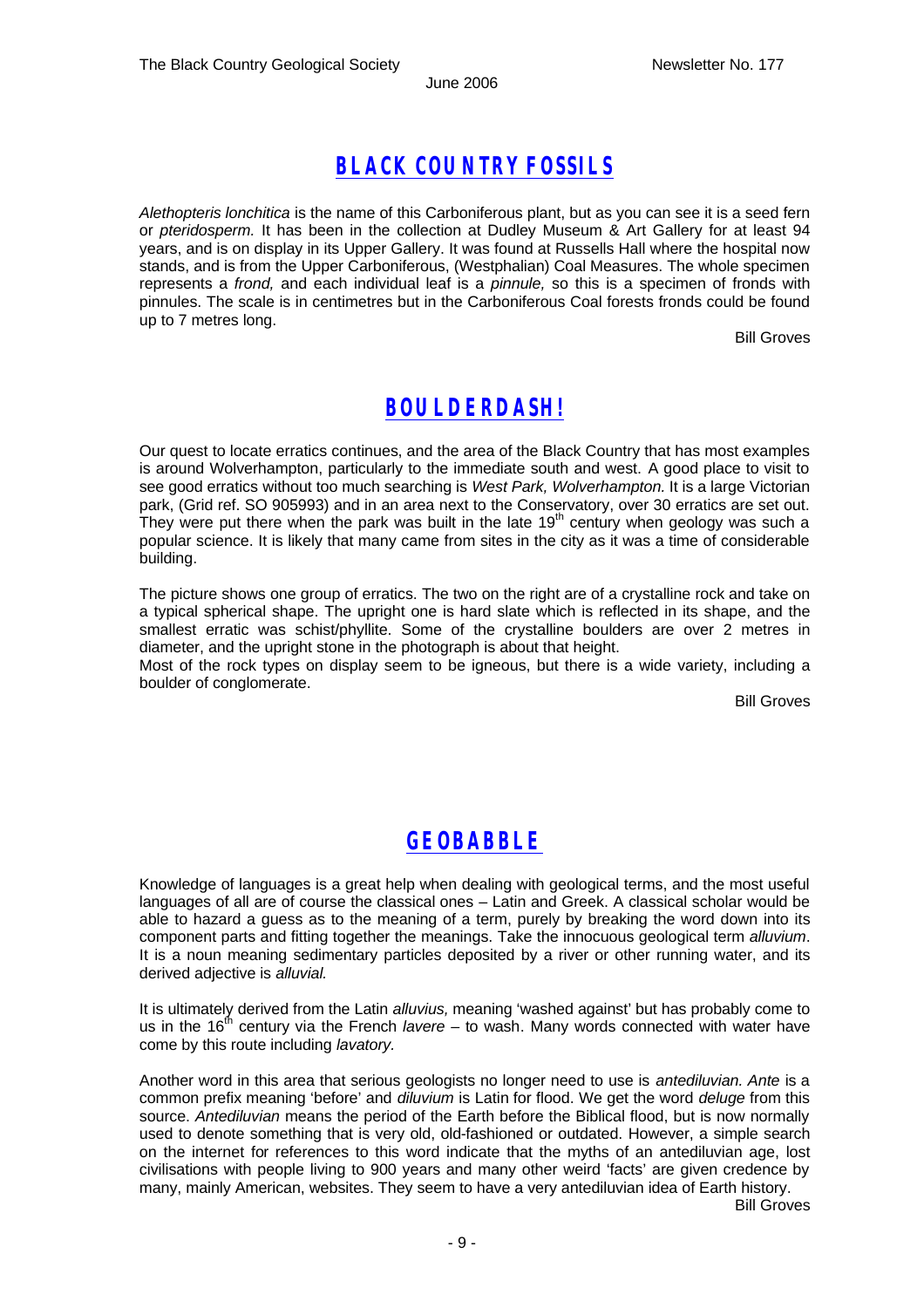## BLACK COUNTRY FOSSILS

*Alethopteris lonchitica* is the name of this Carboniferous plant, but as you can see it is a seed fern or *pteridosperm.* It has been in the collection at Dudley Museum & Art Gallery for at least 94 years, and is on display in its Upper Gallery. It was found at Russells Hall where the hospital now stands, and is from the Upper Carboniferous, (Westphalian) Coal Measures. The whole specimen represents a *frond,* and each individual leaf is a *pinnule,* so this is a specimen of fronds with pinnules. The scale is in centimetres but in the Carboniferous Coal forests fronds could be found up to 7 metres long.

Bill Groves

## BOULDERDASH!

Our quest to locate erratics continues, and the area of the Black Country that has most examples is around Wolverhampton, particularly to the immediate south and west. A good place to visit to see good erratics without too much searching is *West Park, Wolverhampton.* It is a large Victorian park, (Grid ref. SO 905993) and in an area next to the Conservatory, over 30 erratics are set out. They were put there when the park was built in the late 19th century when geology was such a popular science. It is likely that many came from sites in the city as it was a time of considerable building.

The picture shows one group of erratics. The two on the right are of a crystalline rock and take on a typical spherical shape. The upright one is hard slate which is reflected in its shape, and the smallest erratic was schist/phyllite. Some of the crystalline boulders are over 2 metres in diameter, and the upright stone in the photograph is about that height.

Most of the rock types on display seem to be igneous, but there is a wide variety, including a boulder of conglomerate.

Bill Groves

## GEOBABBLE

Knowledge of languages is a great help when dealing with geological terms, and the most useful languages of all are of course the classical ones – Latin and Greek. A classical scholar would be able to hazard a guess as to the meaning of a term, purely by breaking the word down into its component parts and fitting together the meanings. Take the innocuous geological term *alluvium*. It is a noun meaning sedimentary particles deposited by a river or other running water, and its derived adjective is *alluvial.*

It is ultimately derived from the Latin *alluvius,* meaning 'washed against' but has probably come to us in the 16th century via the French *lavere* – to wash. Many words connected with water have come by this route including *lavatory.*

Another word in this area that serious geologists no longer need to use is *antediluvian. Ante* is a common prefix meaning 'before' and *diluvium* is Latin for flood. We get the word *deluge* from this source. *Antediluvian* means the period of the Earth before the Biblical flood, but is now normally used to denote something that is very old, old-fashioned or outdated. However, a simple search on the internet for references to this word indicate that the myths of an antediluvian age, lost civilisations with people living to 900 years and many other weird 'facts' are given credence by many, mainly American, websites. They seem to have a very antediluvian idea of Earth history.

Bill Groves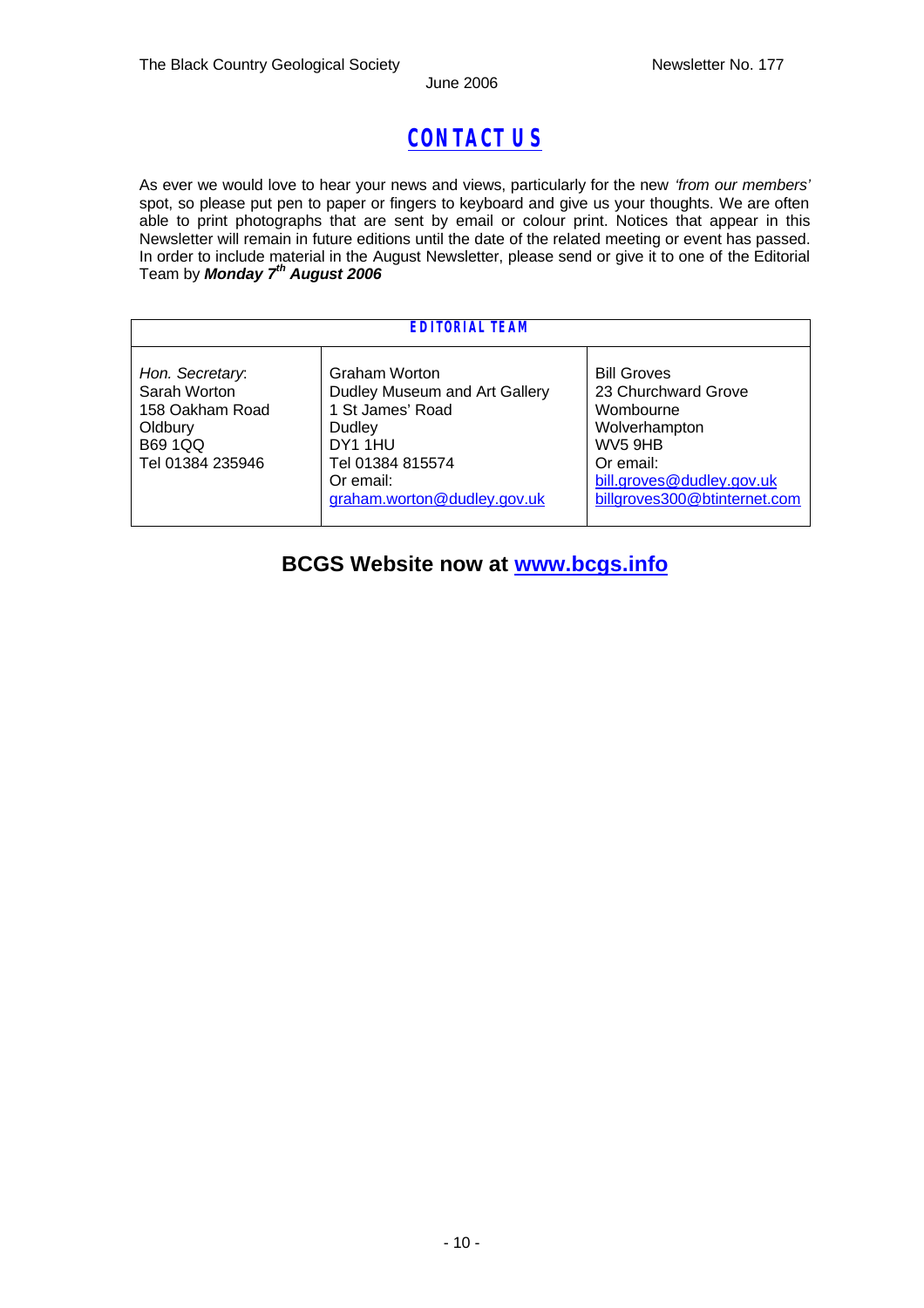# CONTACT US

As ever we would love to hear your news and views, particularly for the new *'from our members'* spot, so please put pen to paper or fingers to keyboard and give us your thoughts. We are often able to print photographs that are sent by email or colour print. Notices that appear in this Newsletter will remain in future editions until the date of the related meeting or event has passed. In order to include material in the August Newsletter, please send or give it to one of the Editorial Team by ***Monday 7th August 2006***

| EDITORIAL TEAM | | |
|---|---|---|
| *Hon. Secretary*:<br>Sarah Worton<br>158 Oakham Road<br>Oldbury<br>B69 1QQ<br>Tel 01384 235946 | Graham Worton<br>Dudley Museum and Art Gallery<br>1 St James' Road<br>Dudley<br>DY1 1HU<br>Tel 01384 815574<br>Or email:<br>graham.worton@dudley.gov.uk | Bill Groves<br>23 Churchward Grove<br>Wombourne<br>Wolverhampton<br>WV5 9HB<br>Or email:<br>bill.groves@dudley.gov.uk<br>billgroves300@btinternet.com |

**BCGS Website now at www.bcgs.info**